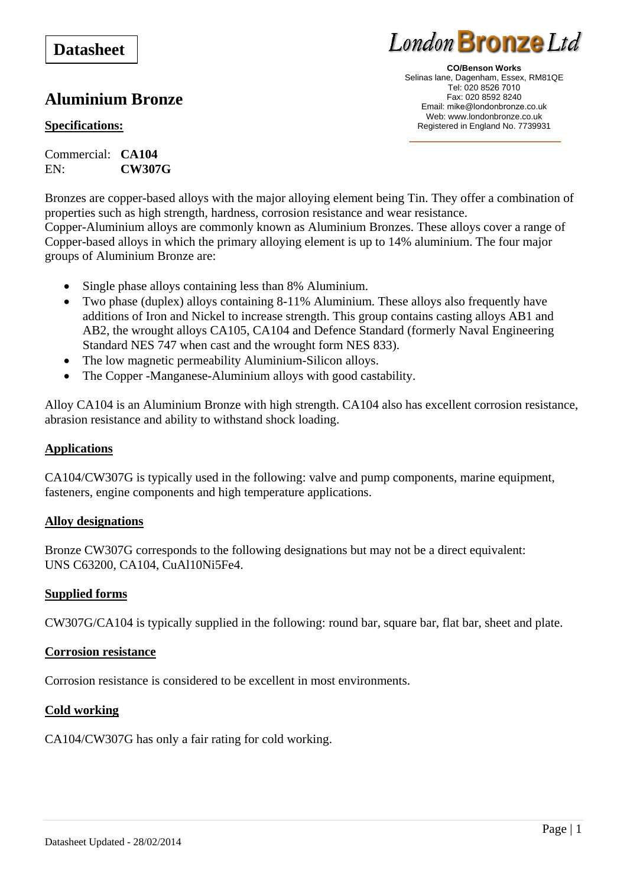**Datasheet**

**London Bronze Ltd**

**CO/Benson Works**
Selinas lane, Dagenham, Essex, RM81QE
Tel: 020 8526 7010
Fax: 020 8592 8240
Email: mike@londonbronze.co.uk
Web: www.londonbronze.co.uk
Registered in England No. 7739931

# Aluminium Bronze

## Specifications:

Commercial: **CA104**
EN: **CW307G**

Bronzes are copper-based alloys with the major alloying element being Tin. They offer a combination of properties such as high strength, hardness, corrosion resistance and wear resistance.
Copper-Aluminium alloys are commonly known as Aluminium Bronzes. These alloys cover a range of Copper-based alloys in which the primary alloying element is up to 14% aluminium. The four major groups of Aluminium Bronze are:

- Single phase alloys containing less than 8% Aluminium.
- Two phase (duplex) alloys containing 8-11% Aluminium. These alloys also frequently have additions of Iron and Nickel to increase strength. This group contains casting alloys AB1 and AB2, the wrought alloys CA105, CA104 and Defence Standard (formerly Naval Engineering Standard NES 747 when cast and the wrought form NES 833).
- The low magnetic permeability Aluminium-Silicon alloys.
- The Copper -Manganese-Aluminium alloys with good castability.

Alloy CA104 is an Aluminium Bronze with high strength. CA104 also has excellent corrosion resistance, abrasion resistance and ability to withstand shock loading.

## Applications

CA104/CW307G is typically used in the following: valve and pump components, marine equipment, fasteners, engine components and high temperature applications.

## Alloy designations

Bronze CW307G corresponds to the following designations but may not be a direct equivalent:
UNS C63200, CA104, CuAl10Ni5Fe4.

## Supplied forms

CW307G/CA104 is typically supplied in the following: round bar, square bar, flat bar, sheet and plate.

## Corrosion resistance

Corrosion resistance is considered to be excellent in most environments.

## Cold working

CA104/CW307G has only a fair rating for cold working.

Datasheet Updated - 28/02/2014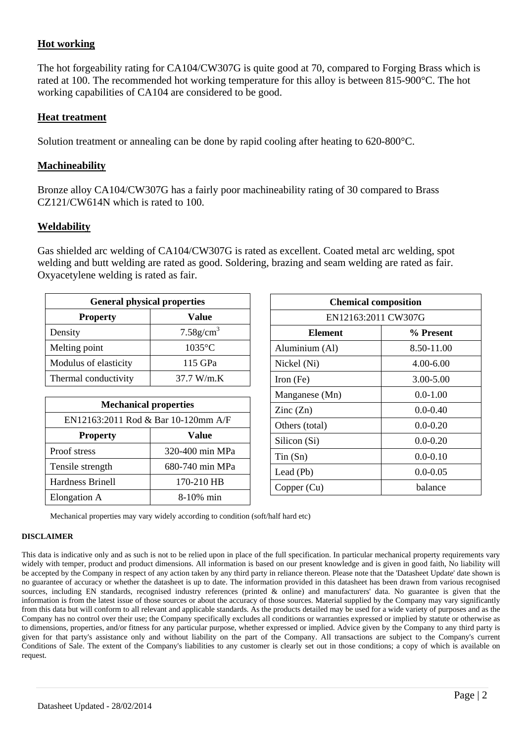## Hot working

The hot forgeability rating for CA104/CW307G is quite good at 70, compared to Forging Brass which is rated at 100. The recommended hot working temperature for this alloy is between 815-900°C. The hot working capabilities of CA104 are considered to be good.

## Heat treatment

Solution treatment or annealing can be done by rapid cooling after heating to 620-800°C.

## Machineability

Bronze alloy CA104/CW307G has a fairly poor machineability rating of 30 compared to Brass CZ121/CW614N which is rated to 100.

## Weldability

Gas shielded arc welding of CA104/CW307G is rated as excellent. Coated metal arc welding, spot welding and butt welding are rated as good. Soldering, brazing and seam welding are rated as fair. Oxyacetylene welding is rated as fair.

| General physical properties | |
|---|---|
| **Property** | **Value** |
| Density | 7.58g/cm$^3$ |
| Melting point | 1035°C |
| Modulus of elasticity | 115 GPa |
| Thermal conductivity | 37.7 W/m.K |

| Mechanical properties | |
|---|---|
| EN12163:2011 Rod & Bar 10-120mm A/F | |
| **Property** | **Value** |
| Proof stress | 320-400 min MPa |
| Tensile strength | 680-740 min MPa |
| Hardness Brinell | 170-210 HB |
| Elongation A | 8-10% min |

| Chemical composition | |
|---|---|
| EN12163:2011 CW307G | |
| **Element** | **% Present** |
| Aluminium (Al) | 8.50-11.00 |
| Nickel (Ni) | 4.00-6.00 |
| Iron (Fe) | 3.00-5.00 |
| Manganese (Mn) | 0.0-1.00 |
| Zinc (Zn) | 0.0-0.40 |
| Others (total) | 0.0-0.20 |
| Silicon (Si) | 0.0-0.20 |
| Tin (Sn) | 0.0-0.10 |
| Lead (Pb) | 0.0-0.05 |
| Copper (Cu) | balance |

Mechanical properties may vary widely according to condition (soft/half hard etc)

**DISCLAIMER**

This data is indicative only and as such is not to be relied upon in place of the full specification. In particular mechanical property requirements vary widely with temper, product and product dimensions. All information is based on our present knowledge and is given in good faith, No liability will be accepted by the Company in respect of any action taken by any third party in reliance thereon. Please note that the 'Datasheet Update' date shown is no guarantee of accuracy or whether the datasheet is up to date. The information provided in this datasheet has been drawn from various recognised sources, including EN standards, recognised industry references (printed & online) and manufacturers' data. No guarantee is given that the information is from the latest issue of those sources or about the accuracy of those sources. Material supplied by the Company may vary significantly from this data but will conform to all relevant and applicable standards. As the products detailed may be used for a wide variety of purposes and as the Company has no control over their use; the Company specifically excludes all conditions or warranties expressed or implied by statute or otherwise as to dimensions, properties, and/or fitness for any particular purpose, whether expressed or implied. Advice given by the Company to any third party is given for that party's assistance only and without liability on the part of the Company. All transactions are subject to the Company's current Conditions of Sale. The extent of the Company's liabilities to any customer is clearly set out in those conditions; a copy of which is available on request.

Datasheet Updated - 28/02/2014